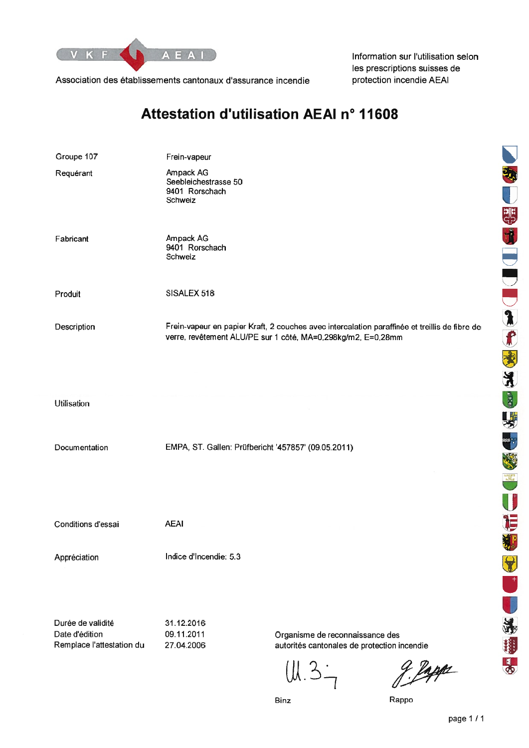VKF AEAI

Association des établissements cantonaux d'assurance incendie

Information sur l'utilisation selon les prescriptions suisses de protection incendie AEAI

# Attestation d'utilisation AEAI n° 11608

| | |
|---|---|
| Groupe 107 | Frein-vapeur |
| Requérant | Ampack AG<br>Seebleichestrasse 50<br>9401 Rorschach<br>Schweiz |
| Fabricant | Ampack AG<br>9401 Rorschach<br>Schweiz |
| Produit | SISALEX 518 |
| Description | Frein-vapeur en papier Kraft, 2 couches avec intercalation paraffinée et treillis de fibre de verre, revêtement ALU/PE sur 1 côté, MA=0,298kg/m2, E=0,28mm |
| Utilisation | |
| Documentation | EMPA, ST. Gallen: Prüfbericht '457857' (09.05.2011) |
| Conditions d'essai | AEAI |
| Appréciation | Indice d'Incendie: 5.3 |

| | |
|---|---|
| Durée de validité | 31.12.2016 |
| Date d'édition | 09.11.2011 |
| Remplace l'attestation du | 27.04.2006 |

Organisme de reconnaissance des autorités cantonales de protection incendie

Binz    Rappo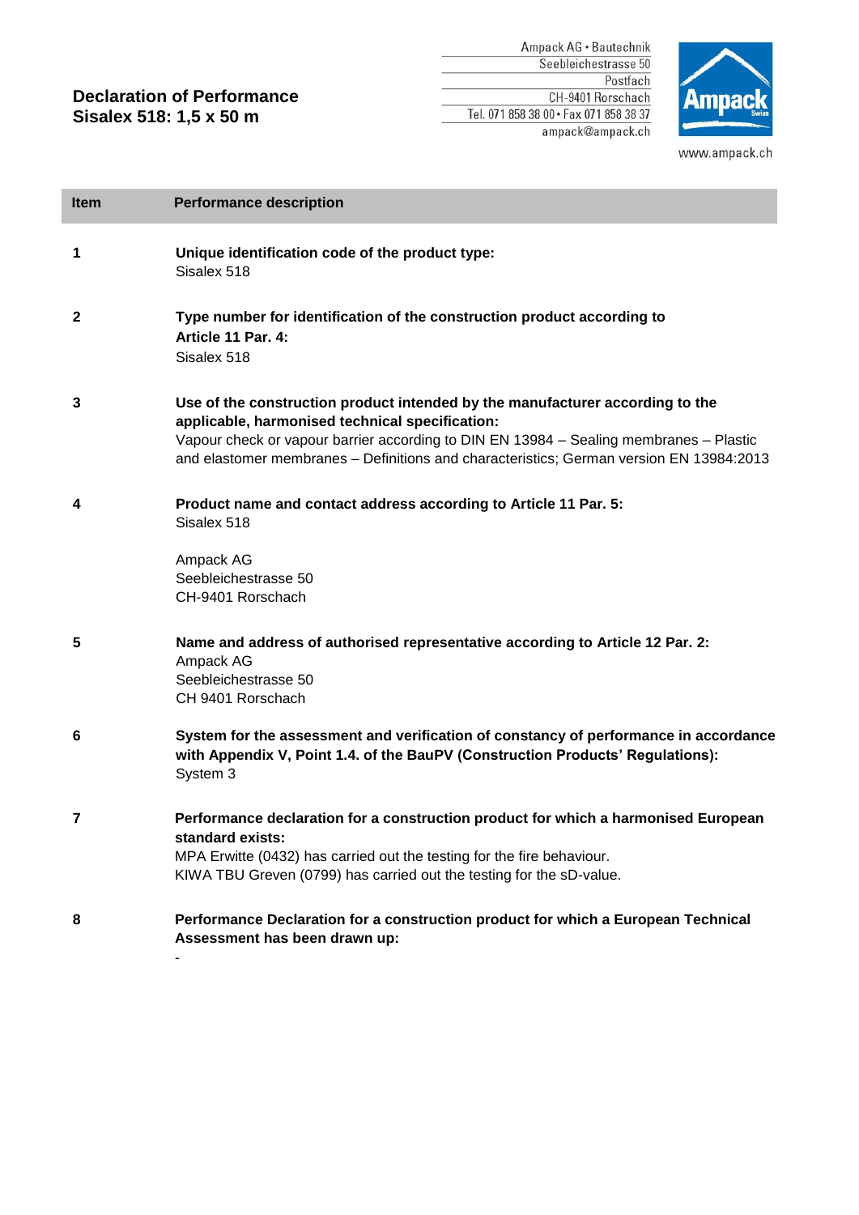# Declaration of Performance
## Sisalex 518: 1,5 x 50 m

Ampack AG • Bautechnik
Seebleichestrasse 50
Postfach
CH-9401 Rorschach
Tel. 071 858 38 00 • Fax 071 858 38 37
ampack@ampack.ch

www.ampack.ch

| Item | Performance description |
| --- | --- |
| 1 | **Unique identification code of the product type:**<br>Sisalex 518 |
| 2 | **Type number for identification of the construction product according to Article 11 Par. 4:**<br>Sisalex 518 |
| 3 | **Use of the construction product intended by the manufacturer according to the applicable, harmonised technical specification:**<br>Vapour check or vapour barrier according to DIN EN 13984 – Sealing membranes – Plastic and elastomer membranes – Definitions and characteristics; German version EN 13984:2013 |
| 4 | **Product name and contact address according to Article 11 Par. 5:**<br>Sisalex 518<br><br>Ampack AG<br>Seebleichestrasse 50<br>CH-9401 Rorschach |
| 5 | **Name and address of authorised representative according to Article 12 Par. 2:**<br>Ampack AG<br>Seebleichestrasse 50<br>CH 9401 Rorschach |
| 6 | **System for the assessment and verification of constancy of performance in accordance with Appendix V, Point 1.4. of the BauPV (Construction Products' Regulations):**<br>System 3 |
| 7 | **Performance declaration for a construction product for which a harmonised European standard exists:**<br>MPA Erwitte (0432) has carried out the testing for the fire behaviour.<br>KIWA TBU Greven (0799) has carried out the testing for the sD-value. |
| 8 | **Performance Declaration for a construction product for which a European Technical Assessment has been drawn up:**<br>- |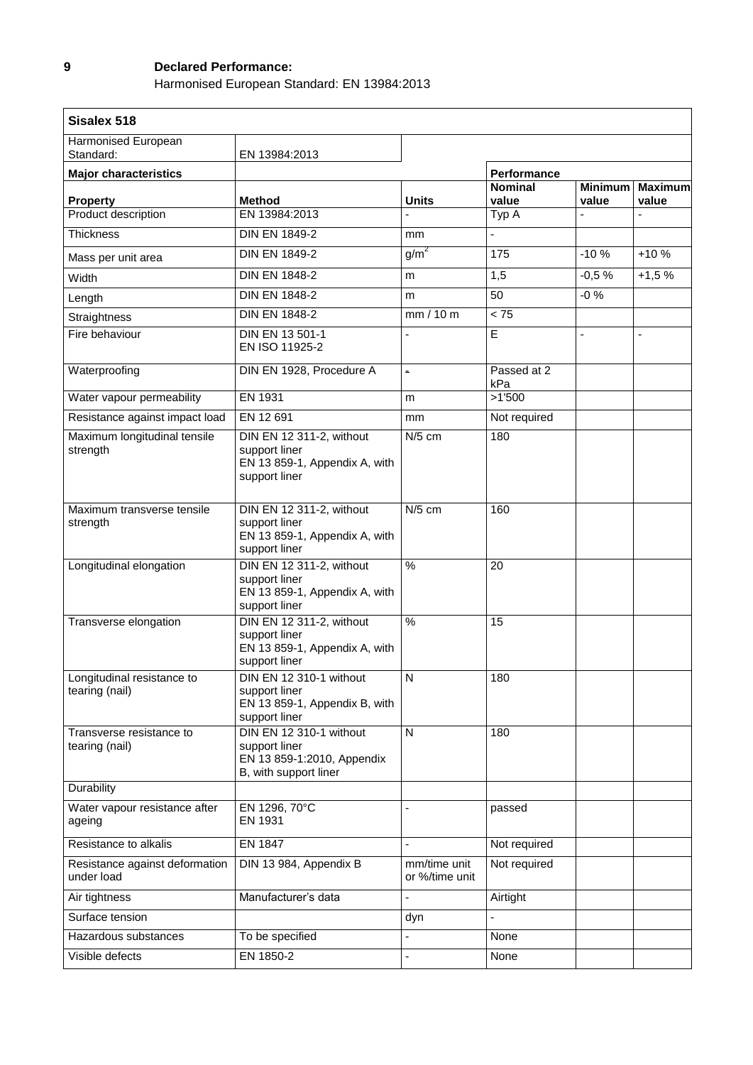## 9 Declared Performance:

Harmonised European Standard: EN 13984:2013

| Sisalex 518 | | | | | |
|---|---|---|---|---|---|
| Harmonised European Standard: | EN 13984:2013 | | | | |
| **Major characteristics** | | | **Performance** | | |
| **Property** | **Method** | **Units** | **Nominal value** | **Minimum value** | **Maximum value** |
| Product description | EN 13984:2013 | - | Typ A | - | - |
| Thickness | DIN EN 1849-2 | mm | - | | |
| Mass per unit area | DIN EN 1849-2 | $g/m^2$ | 175 | -10 % | +10 % |
| Width | DIN EN 1848-2 | m | 1,5 | -0,5 % | +1,5 % |
| Length | DIN EN 1848-2 | m | 50 | -0 % | |
| Straightness | DIN EN 1848-2 | mm / 10 m | < 75 | | |
| Fire behaviour | DIN EN 13 501-1 EN ISO 11925-2 | - | E | - | - |
| Waterproofing | DIN EN 1928, Procedure A | - | Passed at 2 kPa | | |
| Water vapour permeability | EN 1931 | m | >1'500 | | |
| Resistance against impact load | EN 12 691 | mm | Not required | | |
| Maximum longitudinal tensile strength | DIN EN 12 311-2, without support liner EN 13 859-1, Appendix A, with support liner | N/5 cm | 180 | | |
| Maximum transverse tensile strength | DIN EN 12 311-2, without support liner EN 13 859-1, Appendix A, with support liner | N/5 cm | 160 | | |
| Longitudinal elongation | DIN EN 12 311-2, without support liner EN 13 859-1, Appendix A, with support liner | % | 20 | | |
| Transverse elongation | DIN EN 12 311-2, without support liner EN 13 859-1, Appendix A, with support liner | % | 15 | | |
| Longitudinal resistance to tearing (nail) | DIN EN 12 310-1 without support liner EN 13 859-1, Appendix B, with support liner | N | 180 | | |
| Transverse resistance to tearing (nail) | DIN EN 12 310-1 without support liner EN 13 859-1:2010, Appendix B, with support liner | N | 180 | | |
| Durability | | | | | |
| Water vapour resistance after ageing | EN 1296, 70°C EN 1931 | - | passed | | |
| Resistance to alkalis | EN 1847 | - | Not required | | |
| Resistance against deformation under load | DIN 13 984, Appendix B | mm/time unit or %/time unit | Not required | | |
| Air tightness | Manufacturer's data | - | Airtight | | |
| Surface tension | | dyn | - | | |
| Hazardous substances | To be specified | - | None | | |
| Visible defects | EN 1850-2 | - | None | | |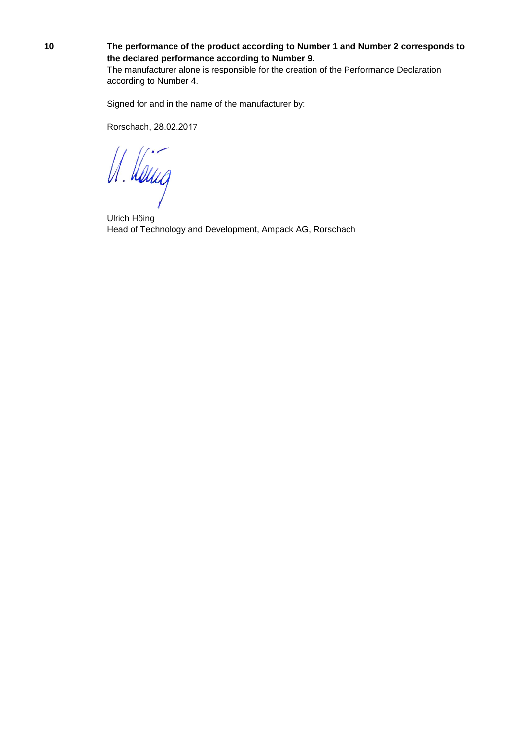**10** **The performance of the product according to Number 1 and Number 2 corresponds to the declared performance according to Number 9.**

The manufacturer alone is responsible for the creation of the Performance Declaration according to Number 4.

Signed for and in the name of the manufacturer by:

Rorschach, 28.02.2017

Ulrich Höing
Head of Technology and Development, Ampack AG, Rorschach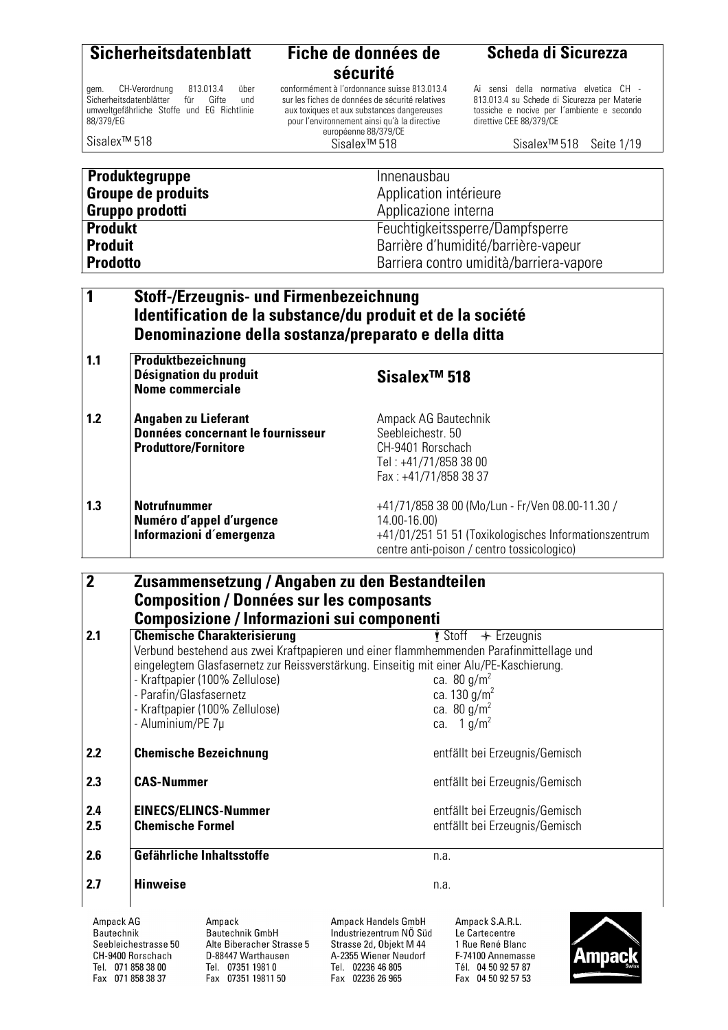| Sicherheitsdatenblatt | Fiche de données de sécurité | Scheda di Sicurezza |
|---|---|---|
| gem. CH-Verordnung 813.013.4 über Sicherheitsdatenblätter für Gifte und umweltgefährliche Stoffe und EG Richtlinie 88/379/EG | conformément à l'ordonnance suisse 813.013.4 sur les fiches de données de sécurité relatives aux toxiques et aux substances dangereuses pour l'environnement ainsi qu'à la directive européenne 88/379/CE | Ai sensi della normativa elvetica CH - 813.013.4 su Schede di Sicurezza per Materie tossiche e nocive per l´ambiente e secondo direttive CEE 88/379/CE |
| Sisalex™ 518 | Sisalex™ 518 | Sisalex™ 518 Seite 1/19 |

| | |
|---|---|
| **Produktegruppe** | Innenausbau |
| **Groupe de produits** | Application intérieure |
| **Gruppo prodotti** | Applicazione interna |
| **Produkt** | Feuchtigkeitssperre/Dampfsperre |
| **Produit** | Barrière d'humidité/barrière-vapeur |
| **Prodotto** | Barriera contro umidità/barriera-vapore |

## 1 Stoff-/Erzeugnis- und Firmenbezeichnung
## Identification de la substance/du produit et de la société
## Denominazione della sostanza/preparato e della ditta

| | | |
|---|---|---|
| 1.1 | **Produktbezeichnung**<br>**Désignation du produit**<br>**Nome commerciale** | **Sisalex™ 518** |
| 1.2 | **Angaben zu Lieferant**<br>**Données concernant le fournisseur**<br>**Produttore/Fornitore** | Ampack AG Bautechnik<br>Seebleichestr. 50<br>CH-9401 Rorschach<br>Tel : +41/71/858 38 00<br>Fax : +41/71/858 38 37 |
| 1.3 | **Notrufnummer**<br>**Numéro d'appel d'urgence**<br>**Informazioni d´emergenza** | +41/71/858 38 00 (Mo/Lun - Fr/Ven 08.00-11.30 / 14.00-16.00)<br>+41/01/251 51 51 (Toxikologisches Informationszentrum centre anti-poison / centro tossicologico) |

## 2 Zusammensetzung / Angaben zu den Bestandteilen
## Composition / Données sur les composants
## Composizione / Informazioni sui componenti

**2.1 Chemische Charakterisierung** — Stoff ✦ Erzeugnis

Verbund bestehend aus zwei Kraftpapieren und einer flammhemmenden Parafinmittellage und eingelegtem Glasfasernetz zur Reissverstärkung. Einseitig mit einer Alu/PE-Kaschierung.

| | |
|---|---|
| - Kraftpapier (100% Zellulose) | ca. 80 g/m² |
| - Parafin/Glasfasernetz | ca. 130 g/m² |
| - Kraftpapier (100% Zellulose) | ca. 80 g/m² |
| - Aluminium/PE 7µ | ca. 1 g/m² |

| | | |
|---|---|---|
| 2.2 | **Chemische Bezeichnung** | entfällt bei Erzeugnis/Gemisch |
| 2.3 | **CAS-Nummer** | entfällt bei Erzeugnis/Gemisch |
| 2.4 | **EINECS/ELINCS-Nummer** | entfällt bei Erzeugnis/Gemisch |
| 2.5 | **Chemische Formel** | entfällt bei Erzeugnis/Gemisch |
| 2.6 | **Gefährliche Inhaltsstoffe** | n.a. |
| 2.7 | **Hinweise** | n.a. |

| Ampack AG Bautechnik | Ampack Bautechnik GmbH | Ampack Handels GmbH | Ampack S.A.R.L. |
|---|---|---|---|
| Seebleichestrasse 50 | Alte Biberacher Strasse 5 | Industriezentrum NÖ Süd Strasse 2d, Objekt M 44 | Le Cartecentre 1 Rue René Blanc |
| CH-9400 Rorschach | D-88447 Warthausen | A-2355 Wiener Neudorf | F-74100 Annemasse |
| Tel. 071 858 38 00 | Tel. 07351 1981 0 | Tel. 02236 46 805 | Tél. 04 50 92 57 87 |
| Fax 071 858 38 37 | Fax 07351 19811 50 | Fax 02236 26 965 | Fax 04 50 92 57 53 |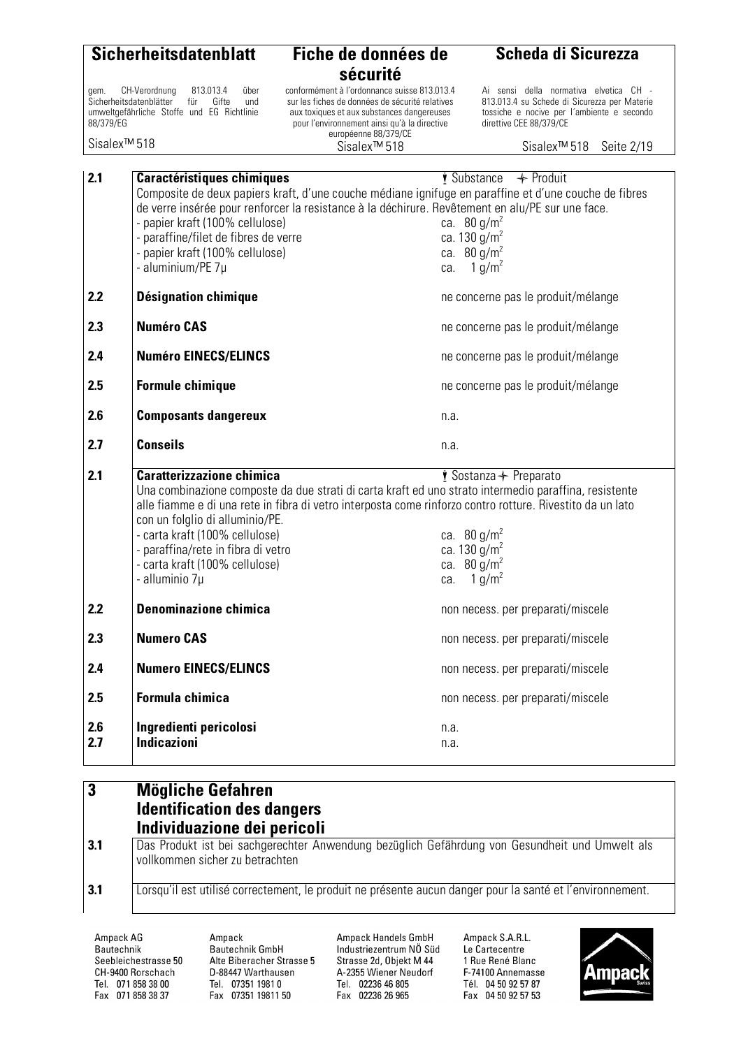| | | |
|---|---|---|
| **2.1** | **Caractéristiques chimiques** | ȳ Substance ✢ Produit |
| | Composite de deux papiers kraft, d'une couche médiane ignifuge en paraffine et d'une couche de fibres de verre insérée pour renforcer la resistance à la déchirure. Revêtement en alu/PE sur une face. | |
| | - papier kraft (100% cellulose) | ca. 80 g/m² |
| | - paraffine/filet de fibres de verre | ca. 130 g/m² |
| | - papier kraft (100% cellulose) | ca. 80 g/m² |
| | - aluminium/PE 7µ | ca. 1 g/m² |
| **2.2** | **Désignation chimique** | ne concerne pas le produit/mélange |
| **2.3** | **Numéro CAS** | ne concerne pas le produit/mélange |
| **2.4** | **Numéro EINECS/ELINCS** | ne concerne pas le produit/mélange |
| **2.5** | **Formule chimique** | ne concerne pas le produit/mélange |
| **2.6** | **Composants dangereux** | n.a. |
| **2.7** | **Conseils** | n.a. |
| **2.1** | **Caratterizzazione chimica** | ȳ Sostanza ✢ Preparato |
| | Una combinazione composte da due strati di carta kraft ed uno strato intermedio paraffina, resistente alle fiamme e di una rete in fibra di vetro interposta come rinforzo contro rotture. Rivestito da un lato con un folglio di alluminio/PE. | |
| | - carta kraft (100% cellulose) | ca. 80 g/m² |
| | - paraffina/rete in fibra di vetro | ca. 130 g/m² |
| | - carta kraft (100% cellulose) | ca. 80 g/m² |
| | - alluminio 7µ | ca. 1 g/m² |
| **2.2** | **Denominazione chimica** | non necess. per preparati/miscele |
| **2.3** | **Numero CAS** | non necess. per preparati/miscele |
| **2.4** | **Numero EINECS/ELINCS** | non necess. per preparati/miscele |
| **2.5** | **Formula chimica** | non necess. per preparati/miscele |
| **2.6** | **Ingredienti pericolosi** | n.a. |
| **2.7** | **Indicazioni** | n.a. |

## 3 Mögliche Gefahren
## Identification des dangers
## Individuazione dei pericoli

**3.1** Das Produkt ist bei sachgerechter Anwendung bezüglich Gefährdung von Gesundheit und Umwelt als vollkommen sicher zu betrachten

**3.1** Lorsqu'il est utilisé correctement, le produit ne présente aucun danger pour la santé et l'environnement.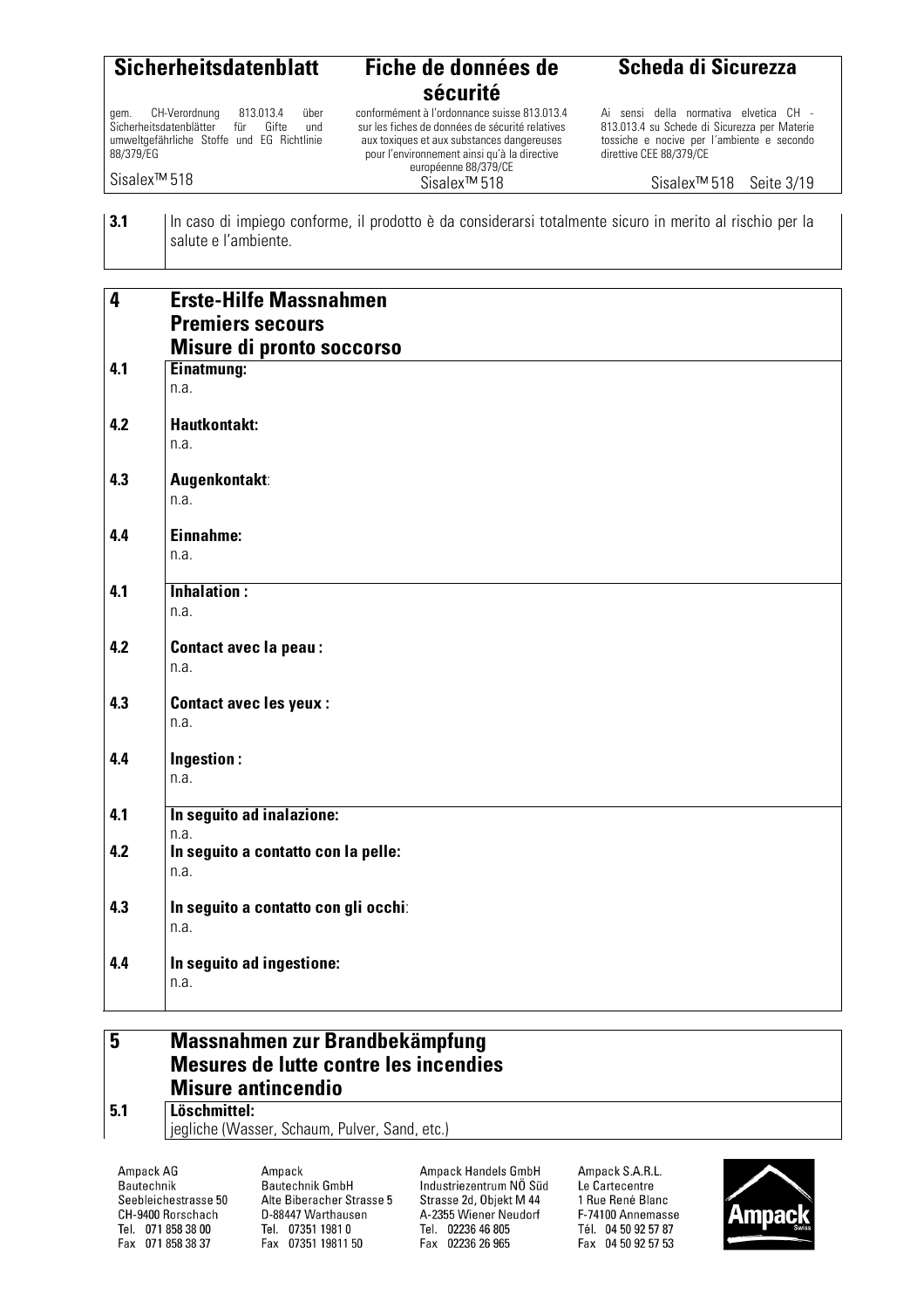**3.1** In caso di impiego conforme, il prodotto è da considerarsi totalmente sicuro in merito al rischio per la salute e l'ambiente.

## 4 Erste-Hilfe Massnahmen
## Premiers secours
## Misure di pronto soccorso

**4.1 Einatmung:**
n.a.

**4.2 Hautkontakt:**
n.a.

**4.3 Augenkontakt:**
n.a.

**4.4 Einnahme:**
n.a.

**4.1 Inhalation :**
n.a.

**4.2 Contact avec la peau :**
n.a.

**4.3 Contact avec les yeux :**
n.a.

**4.4 Ingestion :**
n.a.

**4.1 In seguito ad inalazione:**
n.a.

**4.2 In seguito a contatto con la pelle:**
n.a.

**4.3 In seguito a contatto con gli occhi:**
n.a.

**4.4 In seguito ad ingestione:**
n.a.

## 5 Massnahmen zur Brandbekämpfung
## Mesures de lutte contre les incendies
## Misure antincendio

**5.1 Löschmittel:**
jegliche (Wasser, Schaum, Pulver, Sand, etc.)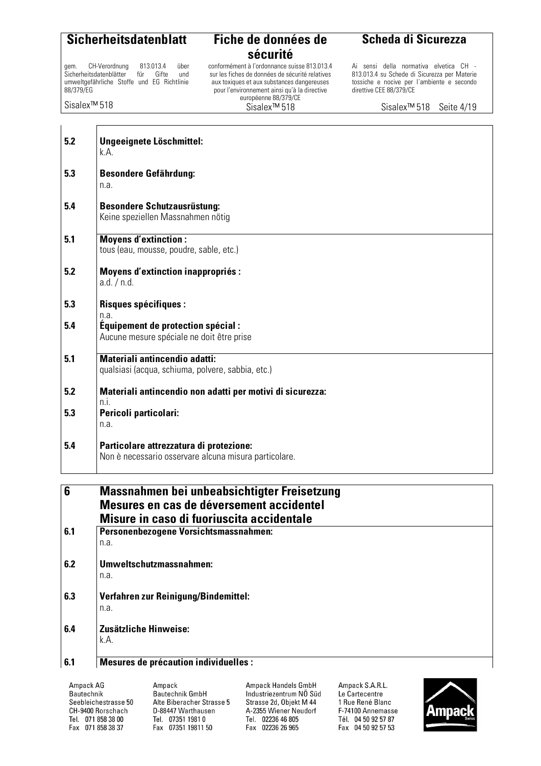**5.2** **Ungeeignete Löschmittel:**
k.A.

**5.3** **Besondere Gefährdung:**
n.a.

**5.4** **Besondere Schutzausrüstung:**
Keine speziellen Massnahmen nötig

**5.1** **Moyens d'extinction :**
tous (eau, mousse, poudre, sable, etc.)

**5.2** **Moyens d'extinction inappropriés :**
a.d. / n.d.

**5.3** **Risques spécifiques :**
n.a.

**5.4** **Équipement de protection spécial :**
Aucune mesure spéciale ne doit être prise

**5.1** **Materiali antincendio adatti:**
qualsiasi (acqua, schiuma, polvere, sabbia, etc.)

**5.2** **Materiali antincendio non adatti per motivi di sicurezza:**
n.i.

**5.3** **Pericoli particolari:**
n.a.

**5.4** **Particolare attrezzatura di protezione:**
Non è necessario osservare alcuna misura particolare.

## 6 Massnahmen bei unbeabsichtigter Freisetzung
## Mesures en cas de déversement accidentel
## Misure in caso di fuoriuscita accidentale

**6.1** **Personenbezogene Vorsichtsmassnahmen:**
n.a.

**6.2** **Umweltschutzmassnahmen:**
n.a.

**6.3** **Verfahren zur Reinigung/Bindemittel:**
n.a.

**6.4** **Zusätzliche Hinweise:**
k.A.

**6.1** **Mesures de précaution individuelles :**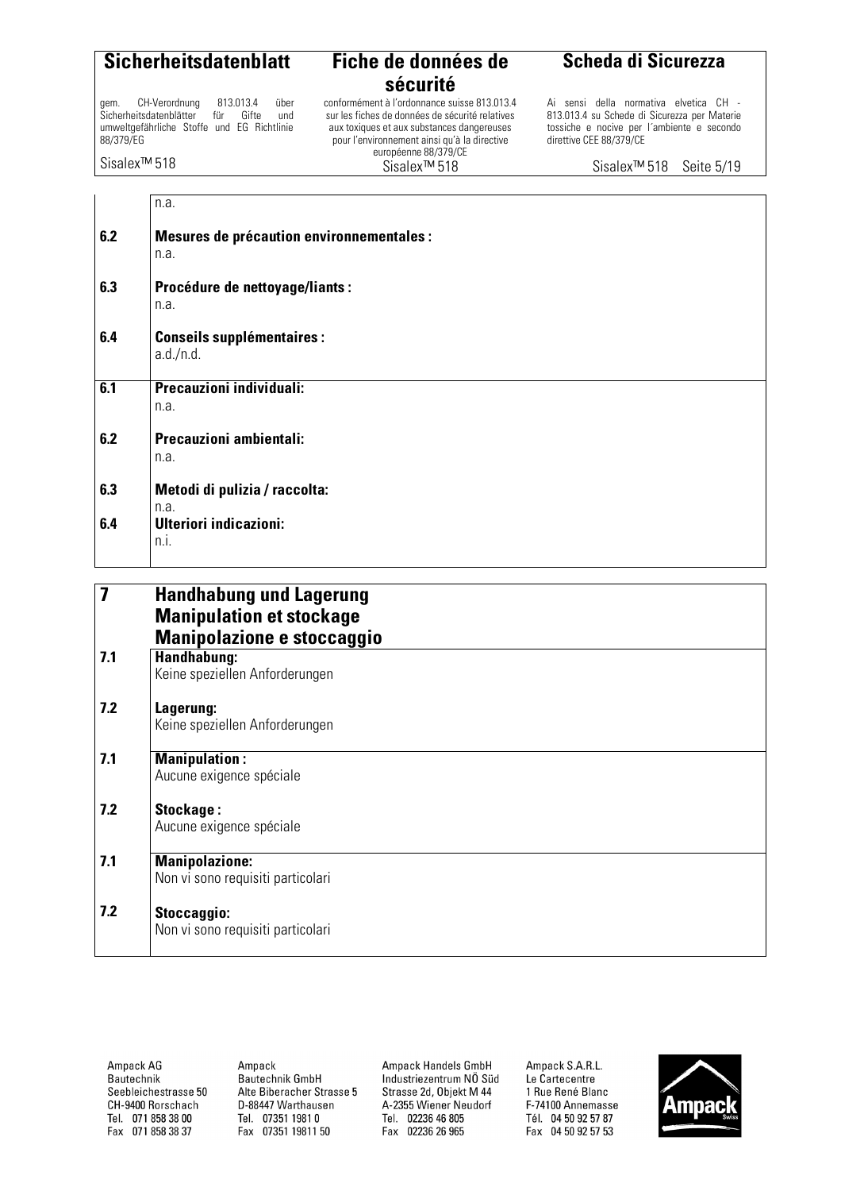n.a.

**6.2** **Mesures de précaution environnementales :**
n.a.

**6.3** **Procédure de nettoyage/liants :**
n.a.

**6.4** **Conseils supplémentaires :**
a.d./n.d.

**6.1** **Precauzioni individuali:**
n.a.

**6.2** **Precauzioni ambientali:**
n.a.

**6.3** **Metodi di pulizia / raccolta:**
n.a.

**6.4** **Ulteriori indicazioni:**
n.i.

## 7 Handhabung und Lagerung
## Manipulation et stockage
## Manipolazione e stoccaggio

**7.1** **Handhabung:**
Keine speziellen Anforderungen

**7.2** **Lagerung:**
Keine speziellen Anforderungen

**7.1** **Manipulation :**
Aucune exigence spéciale

**7.2** **Stockage :**
Aucune exigence spéciale

**7.1** **Manipolazione:**
Non vi sono requisiti particolari

**7.2** **Stoccaggio:**
Non vi sono requisiti particolari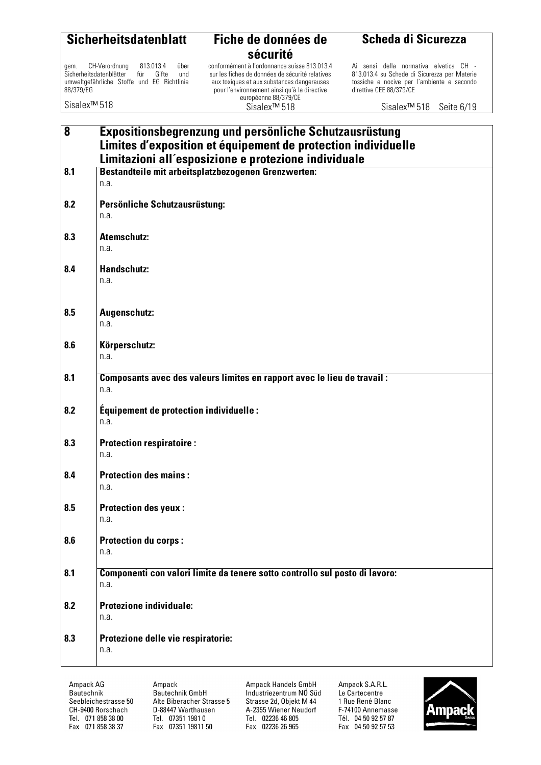## 8 Expositionsbegrenzung und persönliche Schutzausrüstung Limites d'exposition et équipement de protection individuelle Limitazioni all´esposizione e protezione individuale

**8.1 Bestandteile mit arbeitsplatzbezogenen Grenzwerten:**
n.a.

**8.2 Persönliche Schutzausrüstung:**
n.a.

**8.3 Atemschutz:**
n.a.

**8.4 Handschutz:**
n.a.

**8.5 Augenschutz:**
n.a.

**8.6 Körperschutz:**
n.a.

**8.1 Composants avec des valeurs limites en rapport avec le lieu de travail :**
n.a.

**8.2 Équipement de protection individuelle :**
n.a.

**8.3 Protection respiratoire :**
n.a.

**8.4 Protection des mains :**
n.a.

**8.5 Protection des yeux :**
n.a.

**8.6 Protection du corps :**
n.a.

**8.1 Componenti con valori limite da tenere sotto controllo sul posto di lavoro:**
n.a.

**8.2 Protezione individuale:**
n.a.

**8.3 Protezione delle vie respiratorie:**
n.a.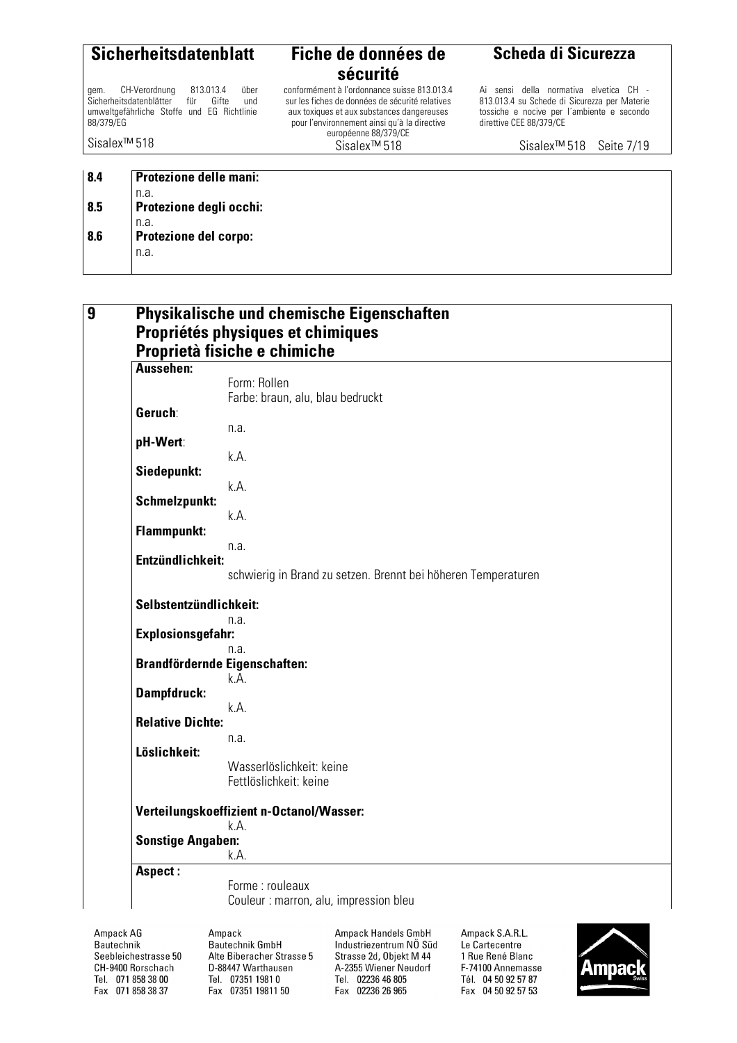| | |
|---|---|
| **8.4** | **Protezione delle mani:** |
| | n.a. |
| **8.5** | **Protezione degli occhi:** |
| | n.a. |
| **8.6** | **Protezione del corpo:** |
| | n.a. |

## 9 Physikalische und chemische Eigenschaften
## Propriétés physiques et chimiques
## Proprietà fisiche e chimiche

**Aussehen:**
Form: Rollen
Farbe: braun, alu, blau bedruckt

**Geruch**:
n.a.

**pH-Wert**:
k.A.

**Siedepunkt:**
k.A.

**Schmelzpunkt:**
k.A.

**Flammpunkt:**
n.a.

**Entzündlichkeit:**
schwierig in Brand zu setzen. Brennt bei höheren Temperaturen

**Selbstentzündlichkeit:**
n.a.

**Explosionsgefahr:**
n.a.

**Brandfördernde Eigenschaften:**
k.A.

**Dampfdruck:**
k.A.

**Relative Dichte:**
n.a.

**Löslichkeit:**
Wasserlöslichkeit: keine
Fettlöslichkeit: keine

**Verteilungskoeffizient n-Octanol/Wasser:**
k.A.

**Sonstige Angaben:**
k.A.

**Aspect :**
Forme : rouleaux
Couleur : marron, alu, impression bleu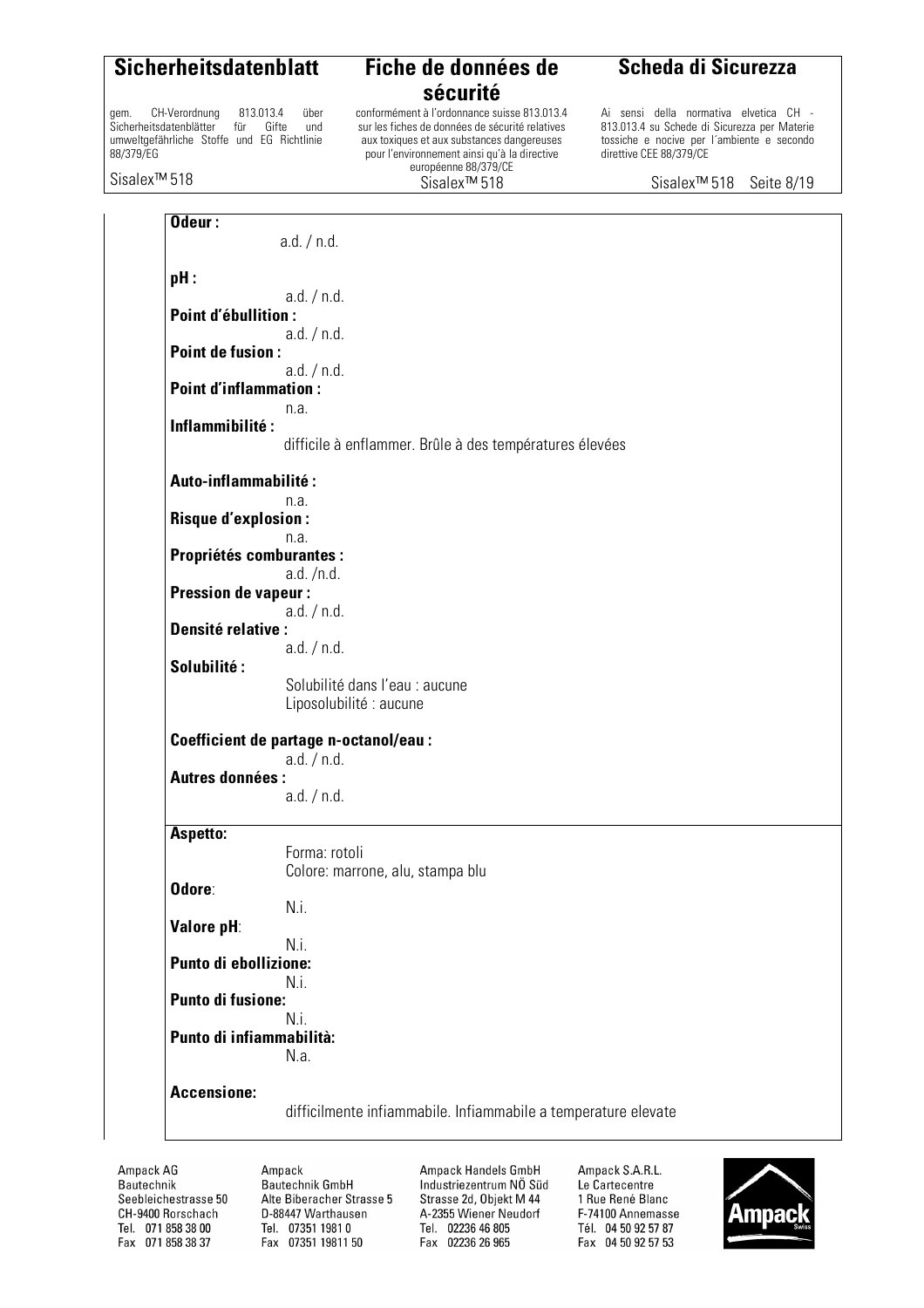**Odeur :**

a.d. / n.d.

**pH :**

a.d. / n.d.

**Point d'ébullition :**

a.d. / n.d.

**Point de fusion :**

a.d. / n.d.

**Point d'inflammation :**

n.a.

**Inflammibilité :**

difficile à enflammer. Brûle à des températures élevées

**Auto-inflammabilité :**

n.a.

**Risque d'explosion :**

n.a.

**Propriétés comburantes :**

a.d. /n.d.

**Pression de vapeur :**

a.d. / n.d.

**Densité relative :**

a.d. / n.d.

**Solubilité :**

Solubilité dans l'eau : aucune
Liposolubilité : aucune

**Coefficient de partage n-octanol/eau :**

a.d. / n.d.

**Autres données :**

a.d. / n.d.

---

**Aspetto:**

Forma: rotoli
Colore: marrone, alu, stampa blu

**Odore**:

N.i.

**Valore pH**:

N.i.

**Punto di ebollizione:**

N.i.

**Punto di fusione:**

N.i.

**Punto di infiammabilità:**

N.a.

**Accensione:**

difficilmente infiammabile. Infiammabile a temperature elevate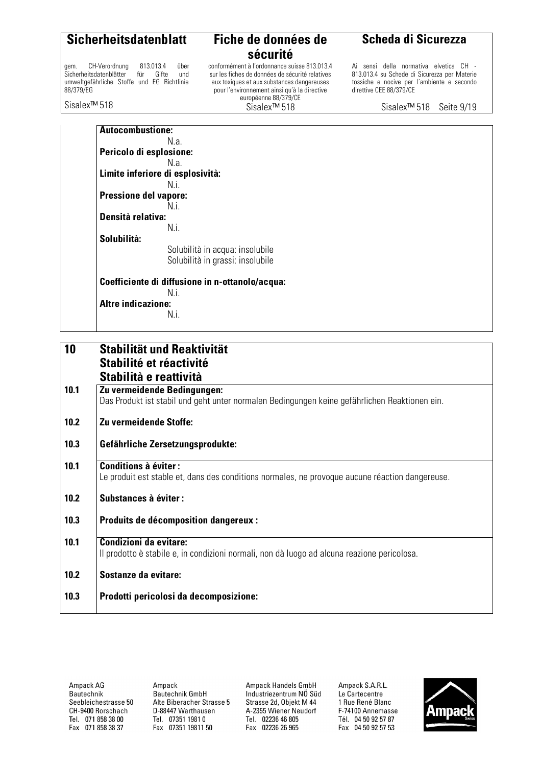**Autocombustione:**

N.a.

**Pericolo di esplosione:**

N.a.

**Limite inferiore di esplosività:**

N.i.

**Pressione del vapore:**

N.i.

**Densità relativa:**

N.i.

**Solubilità:**

Solubilità in acqua: insolubile
Solubilità in grassi: insolubile

**Coefficiente di diffusione in n-ottanolo/acqua:**

N.i.

**Altre indicazione:**

N.i.

## 10 Stabilität und Reaktivität
## Stabilité et réactivité
## Stabilità e reattività

**10.1 Zu vermeidende Bedingungen:**
Das Produkt ist stabil und geht unter normalen Bedingungen keine gefährlichen Reaktionen ein.

**10.2 Zu vermeidende Stoffe:**

**10.3 Gefährliche Zersetzungsprodukte:**

**10.1 Conditions à éviter :**
Le produit est stable et, dans des conditions normales, ne provoque aucune réaction dangereuse.

**10.2 Substances à éviter :**

**10.3 Produits de décomposition dangereux :**

**10.1 Condizioni da evitare:**
Il prodotto è stabile e, in condizioni normali, non dà luogo ad alcuna reazione pericolosa.

**10.2 Sostanze da evitare:**

**10.3 Prodotti pericolosi da decomposizione:**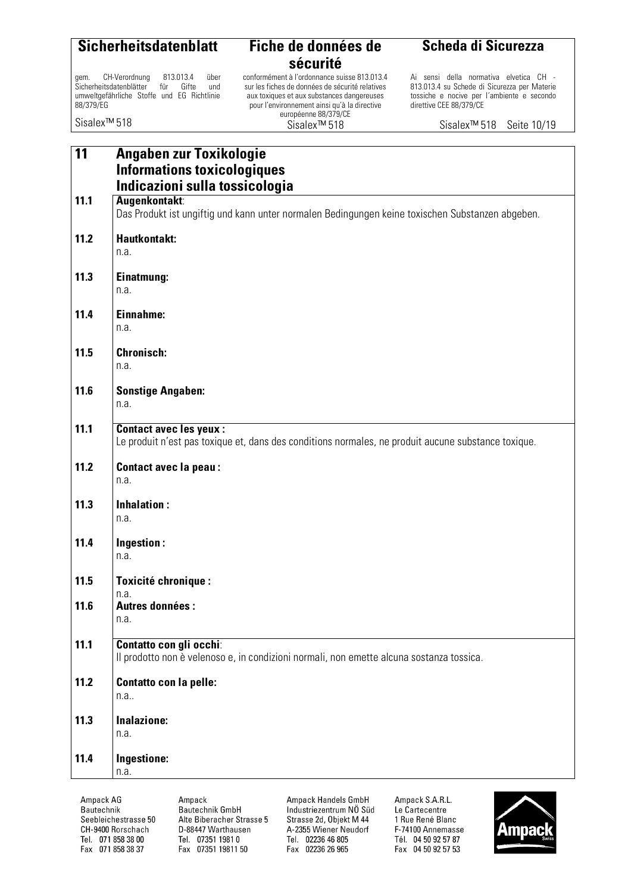## 11 Angaben zur Toxikologie
## Informations toxicologiques
## Indicazioni sulla tossicologia

**11.1 Augenkontakt**:
Das Produkt ist ungiftig und kann unter normalen Bedingungen keine toxischen Substanzen abgeben.

**11.2 Hautkontakt:**
n.a.

**11.3 Einatmung:**
n.a.

**11.4 Einnahme:**
n.a.

**11.5 Chronisch:**
n.a.

**11.6 Sonstige Angaben:**
n.a.

**11.1 Contact avec les yeux :**
Le produit n'est pas toxique et, dans des conditions normales, ne produit aucune substance toxique.

**11.2 Contact avec la peau :**
n.a.

**11.3 Inhalation :**
n.a.

**11.4 Ingestion :**
n.a.

**11.5 Toxicité chronique :**
n.a.

**11.6 Autres données :**
n.a.

**11.1 Contatto con gli occhi**:
Il prodotto non è velenoso e, in condizioni normali, non emette alcuna sostanza tossica.

**11.2 Contatto con la pelle:**
n.a..

**11.3 Inalazione:**
n.a.

**11.4 Ingestione:**
n.a.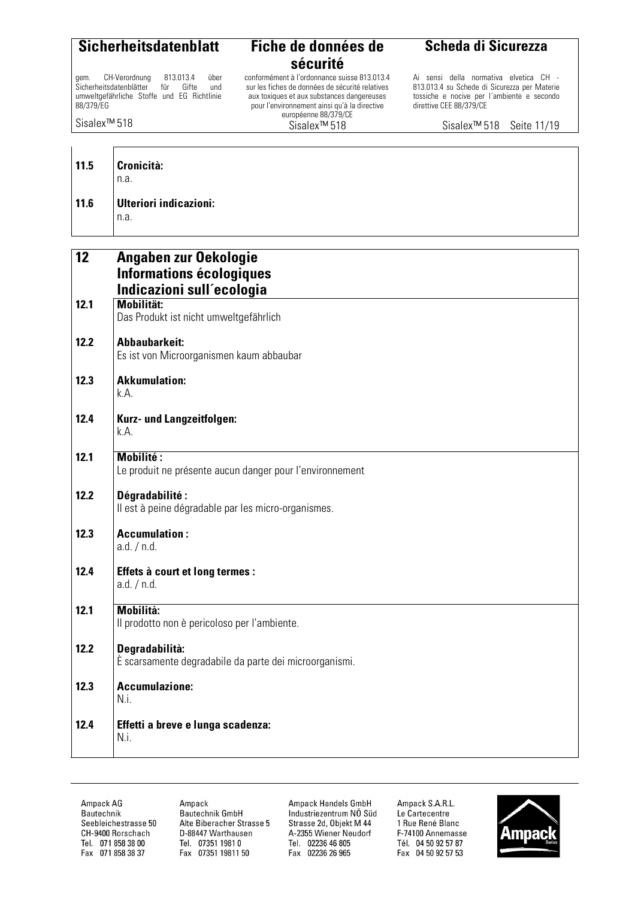**11.5 Cronicità:**
n.a.

**11.6 Ulteriori indicazioni:**
n.a.

## 12 Angaben zur Oekologie
## Informations écologiques
## Indicazioni sull´ecologia

**12.1 Mobilität:**
Das Produkt ist nicht umweltgefährlich

**12.2 Abbaubarkeit:**
Es ist von Microorganismen kaum abbaubar

**12.3 Akkumulation:**
k.A.

**12.4 Kurz- und Langzeitfolgen:**
k.A.

**12.1 Mobilité :**
Le produit ne présente aucun danger pour l'environnement

**12.2 Dégradabilité :**
Il est à peine dégradable par les micro-organismes.

**12.3 Accumulation :**
a.d. / n.d.

**12.4 Effets à court et long termes :**
a.d. / n.d.

**12.1 Mobilità:**
Il prodotto non è pericoloso per l'ambiente.

**12.2 Degradabilità:**
È scarsamente degradabile da parte dei microorganismi.

**12.3 Accumulazione:**
N.i.

**12.4 Effetti a breve e lunga scadenza:**
N.i.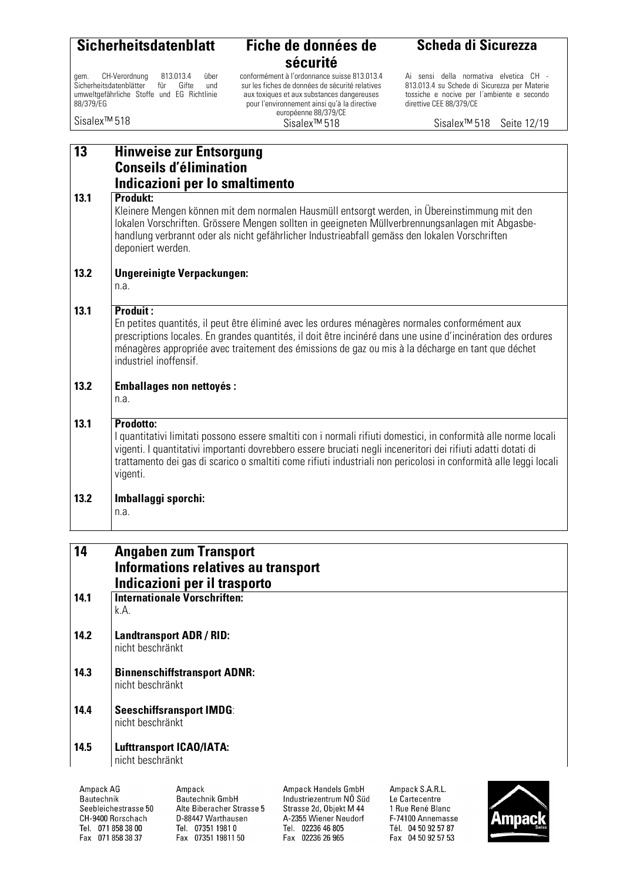## 13 Hinweise zur Entsorgung
## Conseils d'élimination
## Indicazioni per lo smaltimento

**13.1 Produkt:**

Kleinere Mengen können mit dem normalen Hausmüll entsorgt werden, in Übereinstimmung mit den lokalen Vorschriften. Grössere Mengen sollten in geeigneten Müllverbrennungsanlagen mit Abgasbehandlung verbrannt oder als nicht gefährlicher Industrieabfall gemäss den lokalen Vorschriften deponiert werden.

**13.2 Ungereinigte Verpackungen:**

n.a.

**13.1 Produit :**

En petites quantités, il peut être éliminé avec les ordures ménagères normales conformément aux prescriptions locales. En grandes quantités, il doit être incinéré dans une usine d'incinération des ordures ménagères appropriée avec traitement des émissions de gaz ou mis à la décharge en tant que déchet industriel inoffensif.

**13.2 Emballages non nettoyés :**

n.a.

**13.1 Prodotto:**

I quantitativi limitati possono essere smaltiti con i normali rifiuti domestici, in conformità alle norme locali vigenti. I quantitativi importanti dovrebbero essere bruciati negli inceneritori dei rifiuti adatti dotati di trattamento dei gas di scarico o smaltiti come rifiuti industriali non pericolosi in conformità alle leggi locali vigenti.

**13.2 Imballaggi sporchi:**

n.a.

## 14 Angaben zum Transport
## Informations relatives au transport
## Indicazioni per il trasporto

**14.1 Internationale Vorschriften:**

k.A.

**14.2 Landtransport ADR / RID:**

nicht beschränkt

**14.3 Binnenschiffstransport ADNR:**

nicht beschränkt

**14.4 Seeschiffsransport IMDG:**

nicht beschränkt

**14.5 Lufttransport ICAO/IATA:**

nicht beschränkt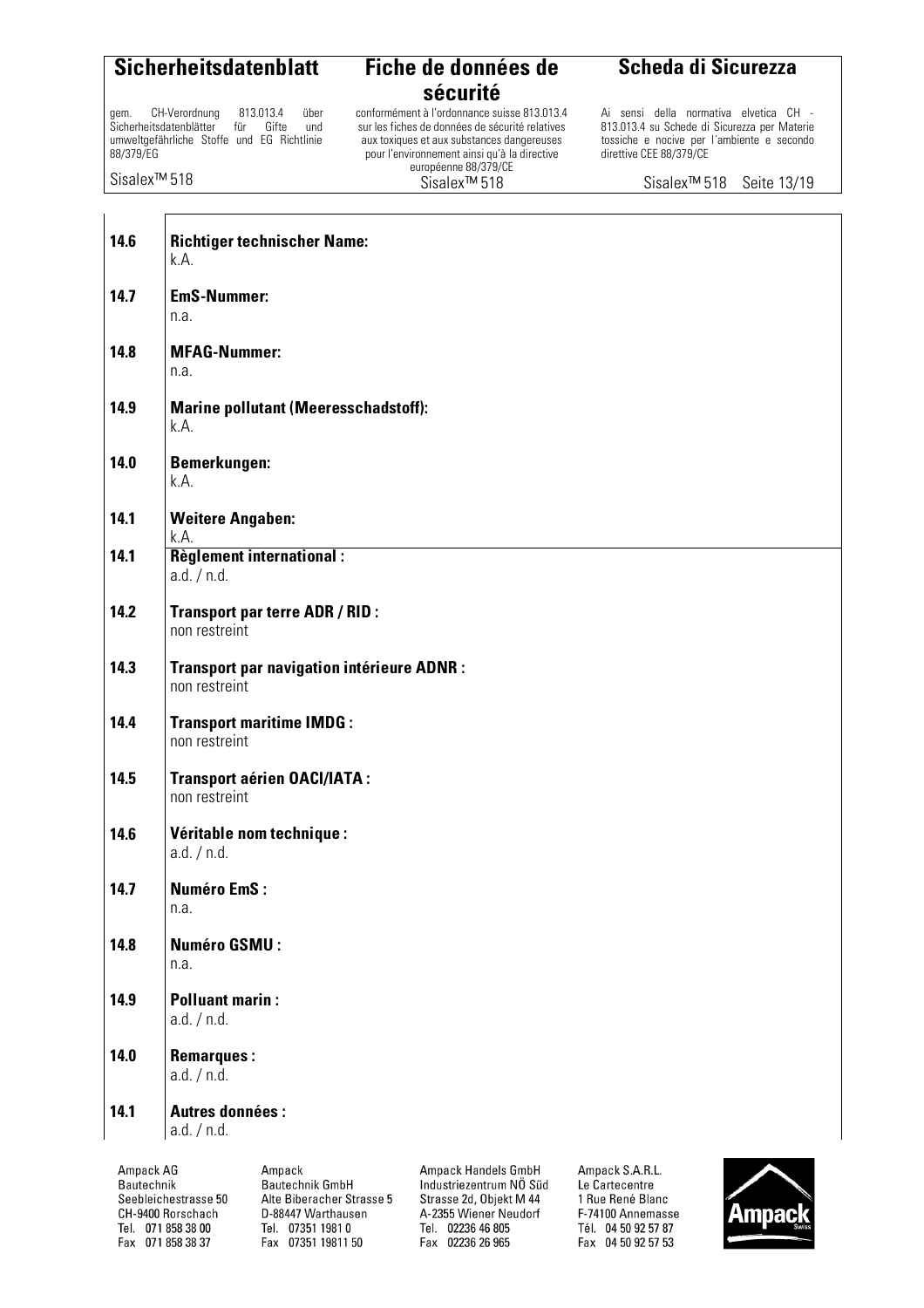| | |
|---|---|
| **14.6** | **Richtiger technischer Name:**<br>k.A. |
| **14.7** | **EmS-Nummer:**<br>n.a. |
| **14.8** | **MFAG-Nummer:**<br>n.a. |
| **14.9** | **Marine pollutant (Meeresschadstoff):**<br>k.A. |
| **14.0** | **Bemerkungen:**<br>k.A. |
| **14.1** | **Weitere Angaben:**<br>k.A. |
| **14.1** | **Règlement international :**<br>a.d. / n.d. |
| **14.2** | **Transport par terre ADR / RID :**<br>non restreint |
| **14.3** | **Transport par navigation intérieure ADNR :**<br>non restreint |
| **14.4** | **Transport maritime IMDG :**<br>non restreint |
| **14.5** | **Transport aérien OACI/IATA :**<br>non restreint |
| **14.6** | **Véritable nom technique :**<br>a.d. / n.d. |
| **14.7** | **Numéro EmS :**<br>n.a. |
| **14.8** | **Numéro GSMU :**<br>n.a. |
| **14.9** | **Polluant marin :**<br>a.d. / n.d. |
| **14.0** | **Remarques :**<br>a.d. / n.d. |
| **14.1** | **Autres données :**<br>a.d. / n.d. |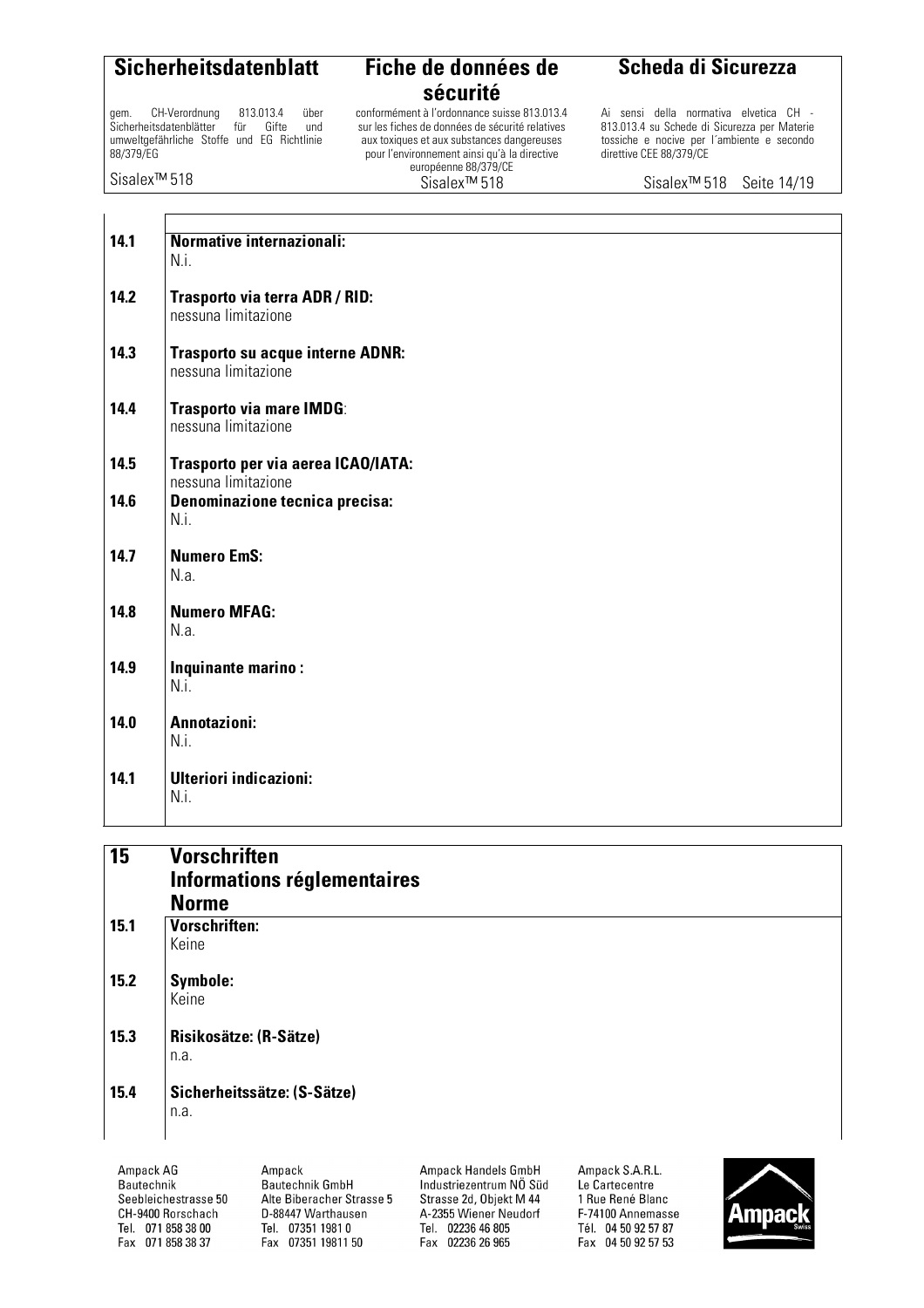| | |
|---|---|
| **14.1** | **Normative internazionali:**<br>N.i. |
| **14.2** | **Trasporto via terra ADR / RID:**<br>nessuna limitazione |
| **14.3** | **Trasporto su acque interne ADNR:**<br>nessuna limitazione |
| **14.4** | **Trasporto via mare IMDG**:<br>nessuna limitazione |
| **14.5** | **Trasporto per via aerea ICAO/IATA:**<br>nessuna limitazione |
| **14.6** | **Denominazione tecnica precisa:**<br>N.i. |
| **14.7** | **Numero EmS:**<br>N.a. |
| **14.8** | **Numero MFAG:**<br>N.a. |
| **14.9** | **Inquinante marino :**<br>N.i. |
| **14.0** | **Annotazioni:**<br>N.i. |
| **14.1** | **Ulteriori indicazioni:**<br>N.i. |

## 15 Vorschriften
## Informations réglementaires
## Norme

| | |
|---|---|
| **15.1** | **Vorschriften:**<br>Keine |
| **15.2** | **Symbole:**<br>Keine |
| **15.3** | **Risikosätze: (R-Sätze)**<br>n.a. |
| **15.4** | **Sicherheitssätze: (S-Sätze)**<br>n.a. |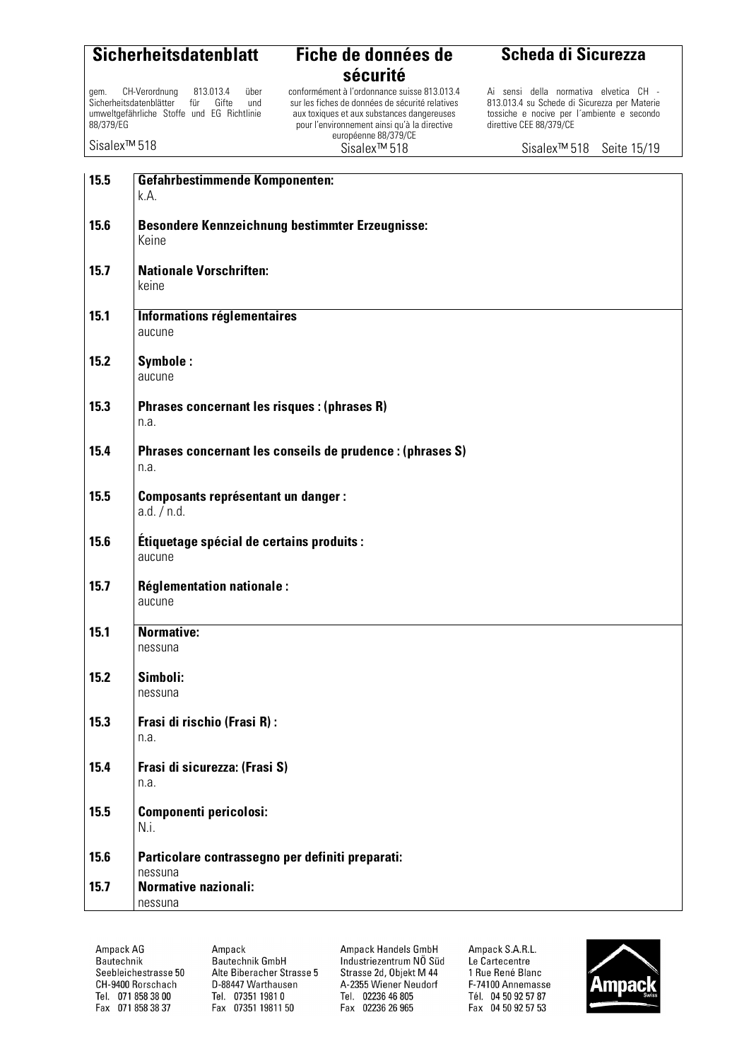| | |
|---|---|
| **15.5** | **Gefahrbestimmende Komponenten:**<br>k.A. |
| **15.6** | **Besondere Kennzeichnung bestimmter Erzeugnisse:**<br>Keine |
| **15.7** | **Nationale Vorschriften:**<br>keine |
| **15.1** | **Informations réglementaires**<br>aucune |
| **15.2** | **Symbole :**<br>aucune |
| **15.3** | **Phrases concernant les risques : (phrases R)**<br>n.a. |
| **15.4** | **Phrases concernant les conseils de prudence : (phrases S)**<br>n.a. |
| **15.5** | **Composants représentant un danger :**<br>a.d. / n.d. |
| **15.6** | **Étiquetage spécial de certains produits :**<br>aucune |
| **15.7** | **Réglementation nationale :**<br>aucune |
| **15.1** | **Normative:**<br>nessuna |
| **15.2** | **Simboli:**<br>nessuna |
| **15.3** | **Frasi di rischio (Frasi R) :**<br>n.a. |
| **15.4** | **Frasi di sicurezza: (Frasi S)**<br>n.a. |
| **15.5** | **Componenti pericolosi:**<br>N.i. |
| **15.6** | **Particolare contrassegno per definiti preparati:**<br>nessuna |
| **15.7** | **Normative nazionali:**<br>nessuna |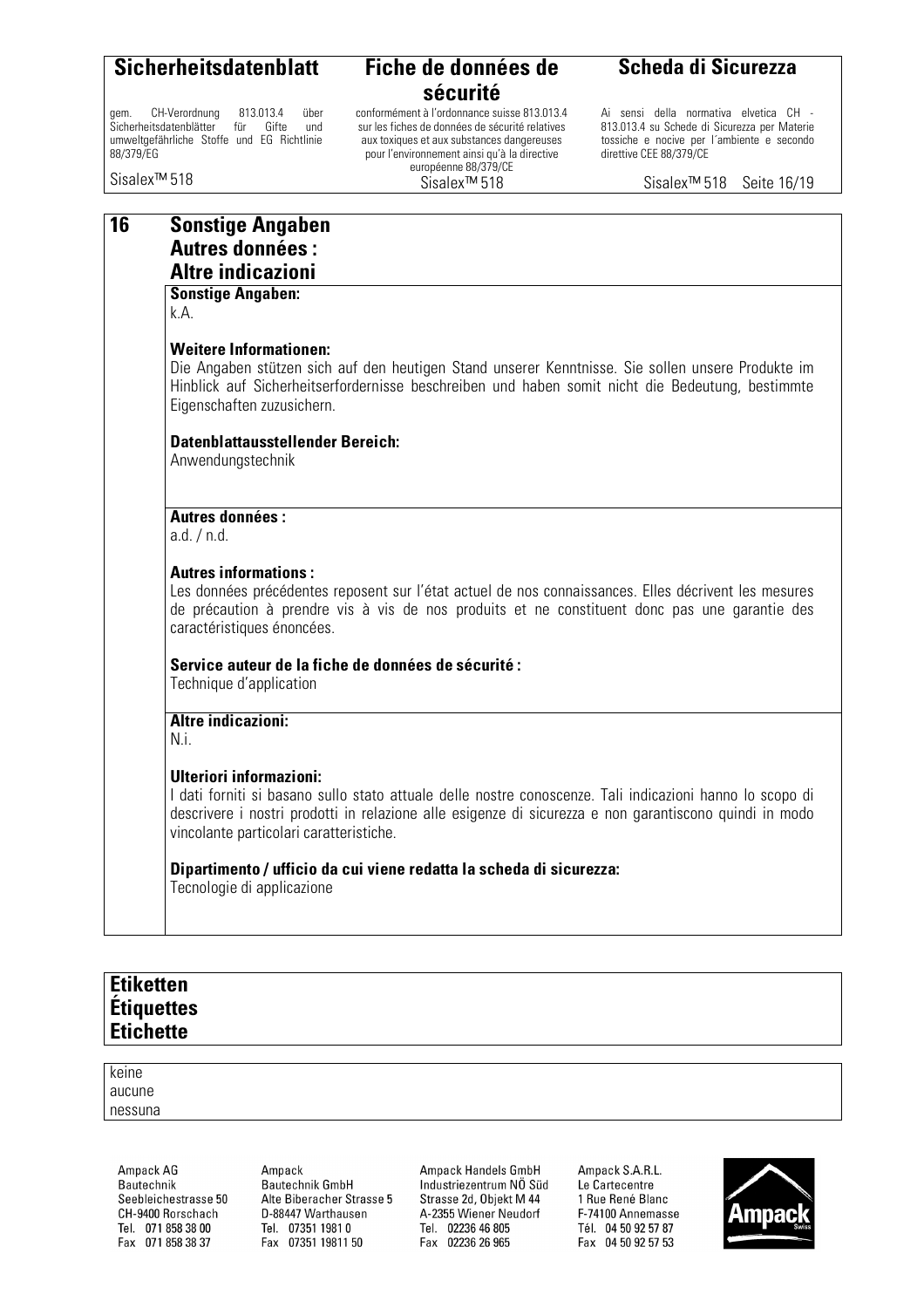## 16 Sonstige Angaben
## Autres données :
## Altre indicazioni

**Sonstige Angaben:**
k.A.

**Weitere Informationen:**
Die Angaben stützen sich auf den heutigen Stand unserer Kenntnisse. Sie sollen unsere Produkte im Hinblick auf Sicherheitserfordernisse beschreiben und haben somit nicht die Bedeutung, bestimmte Eigenschaften zuzusichern.

**Datenblattausstellender Bereich:**
Anwendungstechnik

**Autres données :**
a.d. / n.d.

**Autres informations :**
Les données précédentes reposent sur l'état actuel de nos connaissances. Elles décrivent les mesures de précaution à prendre vis à vis de nos produits et ne constituent donc pas une garantie des caractéristiques énoncées.

**Service auteur de la fiche de données de sécurité :**
Technique d'application

**Altre indicazioni:**
N.i.

**Ulteriori informazioni:**
I dati forniti si basano sullo stato attuale delle nostre conoscenze. Tali indicazioni hanno lo scopo di descrivere i nostri prodotti in relazione alle esigenze di sicurezza e non garantiscono quindi in modo vincolante particolari caratteristiche.

**Dipartimento / ufficio da cui viene redatta la scheda di sicurezza:**
Tecnologie di applicazione

## Etiketten
## Étiquettes
## Etichette

keine
aucune
nessuna

Ampack AG
Bautechnik
Seebleichestrasse 50
CH-9400 Rorschach
Tel. 071 858 38 00
Fax 071 858 38 37

Ampack
Bautechnik GmbH
Alte Biberacher Strasse 5
D-88447 Warthausen
Tel. 07351 1981 0
Fax 07351 19811 50

Ampack Handels GmbH
Industriezentrum NÖ Süd
Strasse 2d, Objekt M 44
A-2355 Wiener Neudorf
Tel. 02236 46 805
Fax 02236 26 965

Ampack S.A.R.L.
Le Cartecentre
1 Rue René Blanc
F-74100 Annemasse
Tél. 04 50 92 57 87
Fax 04 50 92 57 53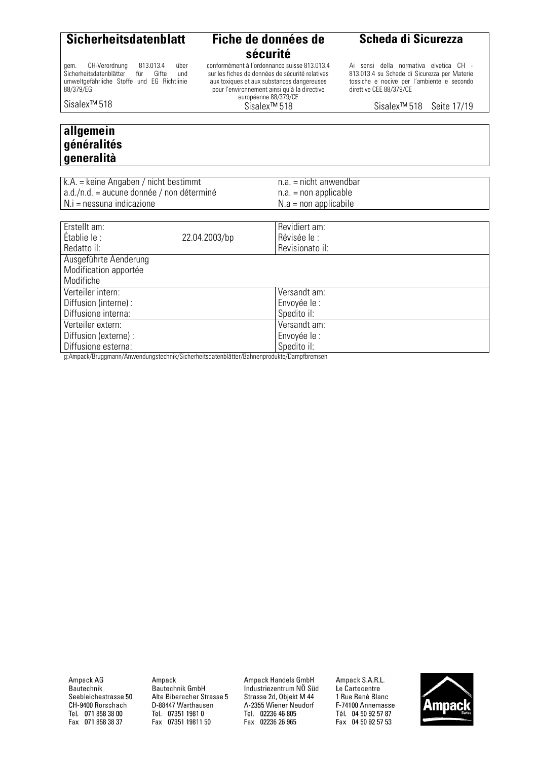## allgemein
## généralités
## generalità

| | |
|---|---|
| k.A. = keine Angaben / nicht bestimmt | n.a. = nicht anwendbar |
| a.d./n.d. = aucune donnée / non déterminé | n.a. = non applicable |
| N.i = nessuna indicazione | N.a = non applicabile |

| | | |
|---|---|---|
| Erstellt am:<br>Établie le :<br>Redatto il: | 22.04.2003/bp | Revidiert am:<br>Révisée le :<br>Revisionato il: |
| Ausgeführte Aenderung<br>Modification apportée<br>Modifiche | | |
| Verteiler intern:<br>Diffusion (interne) :<br>Diffusione interna: | | Versandt am:<br>Envoyée le :<br>Spedito il: |
| Verteiler extern:<br>Diffusion (externe) :<br>Diffusione esterna: | | Versandt am:<br>Envoyée le :<br>Spedito il: |

g:Ampack/Bruggmann/Anwendungstechnik/Sicherheitsdatenblätter/Bahnenprodukte/Dampfbremsen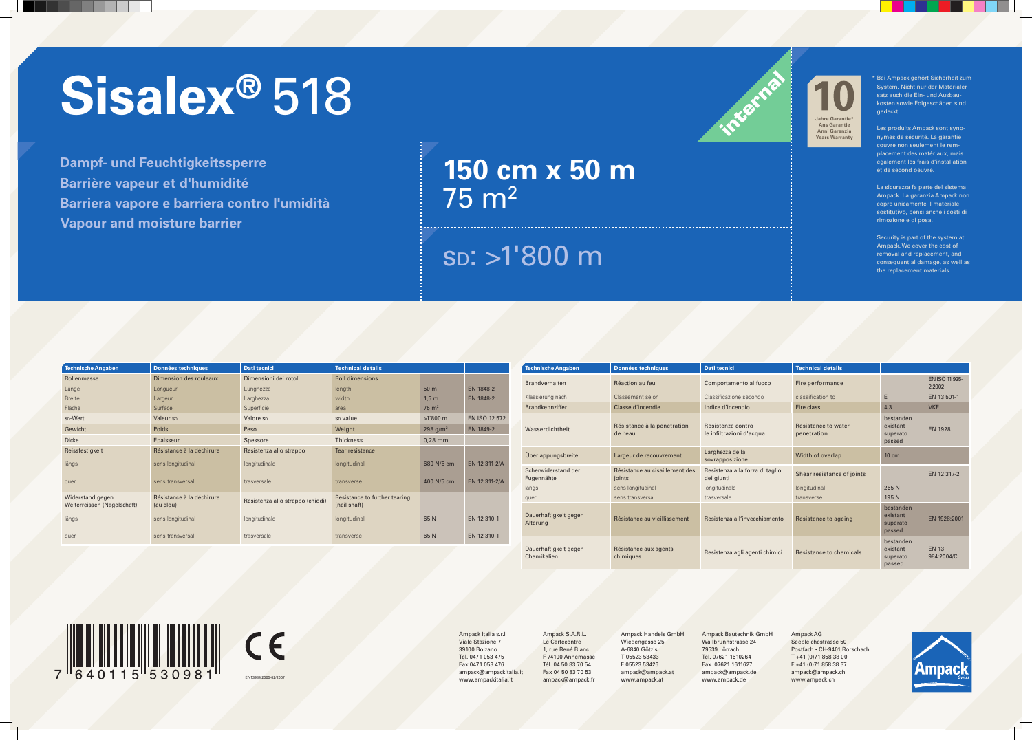# Sisalex® 518

**Dampf- und Feuchtigkeitssperre**
**Barrière vapeur et d'humidité**
**Barriera vapore e barriera contro l'umidità**
**Vapour and moisture barrier**

**150 cm x 50 m**
75 m²

SD: >1'800 m

internal

**10**
Jahre Garantie*
Ans Garantie
Anni Garanzia
Years Warranty

\* Bei Ampack gehört Sicherheit zum System. Nicht nur der Materialersatz auch die Ein- und Ausbaukosten sowie Folgeschäden sind gedeckt.

Les produits Ampack sont synonymes de sécurité. La garantie couvre non seulement le remplacement des matériaux, mais également les frais d'installation et de second oeuvre.

La sicurezza fa parte del sistema Ampack. La garanzia Ampack non copre unicamente il materiale sostitutivo, bensì anche i costi di rimozione e di posa.

Security is part of the system at Ampack. We cover the cost of removal and replacement, and consequential damage, as well as the replacement materials.

| Technische Angaben | Données techniques | Dati tecnici | Technical details | | |
|---|---|---|---|---|---|
| Rollenmasse | Dimension des rouleaux | Dimensioni dei rotoli | Roll dimensions | | |
| Länge | Longueur | Lunghezza | length | 50 m | EN 1848-2 |
| Breite | Largeur | Larghezza | width | 1,5 m | EN 1848-2 |
| Fläche | Surface | Superficie | area | 75 m² | |
| sD-Wert | Valeur sD | Valore sD | sD value | >1'800 m | EN ISO 12 572 |
| Gewicht | Poids | Peso | Weight | 298 g/m² | EN 1849-2 |
| Dicke | Epaisseur | Spessore | Thickness | 0,28 mm | |
| Reissfestigkeit | Résistance à la déchirure | Resistenza allo strappo | Tear resistance | | |
| längs | sens longitudinal | longitudinale | longitudinal | 680 N/5 cm | EN 12 311-2/A |
| quer | sens transversal | trasversale | transverse | 400 N/5 cm | EN 12 311-2/A |
| Widerstand gegen Weiterreissen (Nagelschaft) | Résistance à la déchirure (au clou) | Resistenza allo strappo (chiodi) | Resistance to further tearing (nail shaft) | | |
| längs | sens longitudinal | longitudinale | longitudinal | 65 N | EN 12 310-1 |
| quer | sens transversal | trasversale | transverse | 65 N | EN 12 310-1 |

| Technische Angaben | Données techniques | Dati tecnici | Technical details | | |
|---|---|---|---|---|---|
| Brandverhalten | Réaction au feu | Comportamento al fuoco | Fire performance | | EN ISO 11 925-2:2002 |
| Klassierung nach | Classement selon | Classificazione secondo | classification to | E | EN 13 501-1 |
| Brandkennziffer | Classe d'incendie | Indice d'incendio | Fire class | 4.3 | VKF |
| Wasserdichtheit | Résistance à la penetration de l'eau | Resistenza contro le infiltrazioni d'acqua | Resistance to water penetration | bestanden existant superato passed | EN 1928 |
| Überlappungsbreite | Largeur de recouvrement | Larghezza della sovrapposizione | Width of overlap | 10 cm | |
| Scherwiderstand der Fugennähte | Résistance au cisaillement des joints | Resistenza alla forza di taglio dei giunti | Shear resistance of joints | | EN 12 317-2 |
| längs | sens longitudinal | longitudinale | longitudinal | 265 N | |
| quer | sens transversal | trasversale | transverse | 195 N | |
| Dauerhaftigkeit gegen Alterung | Résistance au vieillissement | Resistenza all'invecchiamento | Resistance to ageing | bestanden existant superato passed | EN 1928:2001 |
| Dauerhaftigkeit gegen Chemikalien | Résistance aux agents chimiques | Resistenza agli agenti chimici | Resistance to chemicals | bestanden existant superato passed | EN 13 984:2004/C |

7 640115 530981

CE
EN13984:2005-02/2007

Ampack Italia s.r.l
Viale Stazione 7
39100 Bolzano
Tel. 0471 053 475
Fax 0471 053 476
ampack@ampackitalia.it
www.ampackitalia.it

Ampack S.A.R.L.
Le Cartecentre
1, rue René Blanc
F-74100 Annemasse
Tél. 04 50 83 70 54
Fax 04 50 83 70 53
ampack@ampack.fr

Ampack Handels GmbH
Wiedengasse 25
A-6840 Götzis
T 05523 53433
F 05523 53426
ampack@ampack.at
www.ampack.at

Ampack Bautechnik GmbH
Wallbrunnstrasse 24
79539 Lörrach
Tel. 07621 1610264
Fax. 07621 1611627
ampack@ampack.de
www.ampack.de

Ampack AG
Seebleichestrasse 50
Postfach • CH-9401 Rorschach
T +41 (0)71 858 38 00
F +41 (0)71 858 38 37
ampack@ampack.ch
www.ampack.ch

Ampack Swiss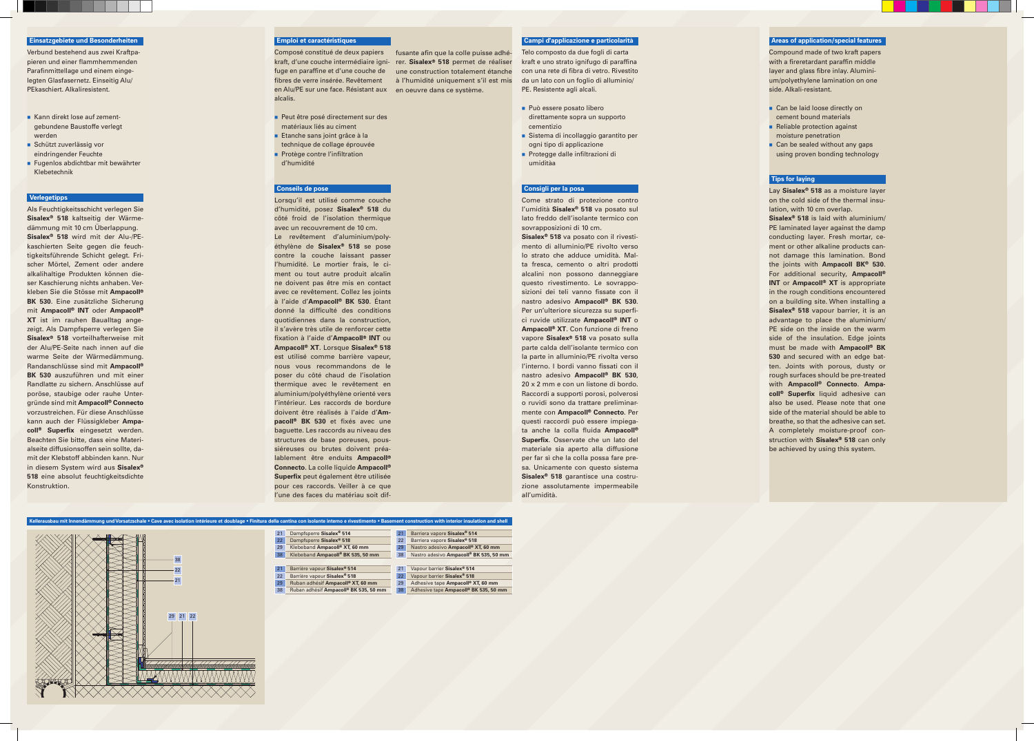## Einsatzgebiete und Besonderheiten

Verbund bestehend aus zwei Kraftpapieren und einer flammhemmenden Parafinmittellage und einem eingelegten Glasfasernetz. Einseitig Alu/PEkaschiert. Alkaliresistent.

- Kann direkt lose auf zementgebundene Baustoffe verlegt werden
- Schützt zuverlässig vor eindringender Feuchte
- Fugenlos abdichtbar mit bewährter Klebetechnik

## Verlegetipps

Als Feuchtigkeitsschicht verlegen Sie **Sisalex® 518** kaltseitig der Wärmedämmung mit 10 cm Überlappung. **Sisalex® 518** wird mit der Alu-/PE-kaschierten Seite gegen die feuchtigkeitsführende Schicht gelegt. Frischer Mörtel, Zement oder andere alkalihaltige Produkten können dieser Kaschierung nichts anhaben. Verkleben Sie die Stösse mit **Ampacoll® BK 530**. Eine zusätzliche Sicherung mit **Ampacoll® INT** oder **Ampacoll® XT** ist im rauhen Baualltag angezeigt. Als Dampfsperre verlegen Sie **Sisalex® 518** vorteilhafterweise mit der Alu/PE-Seite nach innen auf die warme Seite der Wärmedämmung. Randanschlüsse sind mit **Ampacoll® BK 530** auszuführen und mit einer Randlatte zu sichern. Anschlüsse auf poröse, staubige oder rauhe Untergründe sind mit **Ampacoll® Connecto** vorzustreichen. Für diese Anschlüsse kann auch der Flüssigkleber **Ampacoll® Superfix** eingesetzt werden. Beachten Sie bitte, dass eine Materialseite diffusionsoffen sein sollte, damit der Klebstoff abbinden kann. Nur in diesem System wird aus **Sisalex® 518** eine absolut feuchtigkeitsdichte Konstruktion.

## Emploi et caractéristiques

Composé constitué de deux papiers kraft, d'une couche intermédiaire ignifuge en paraffine et d'une couche de fibres de verre insérée. Revêtement en Alu/PE sur une face. Résistant aux alcalis.

- Peut être posé directement sur des matériaux liés au ciment
- Etanche sans joint grâce à la technique de collage éprouvée
- Protège contre l'infiltration d'humidité

## Conseils de pose

Lorsqu'il est utilisé comme couche d'humidité, posez **Sisalex® 518** du côté froid de l'isolation thermique avec un recouvrement de 10 cm. Le revêtement d'aluminium/polyéthylène de **Sisalex® 518** se pose contre la couche laissant passer l'humidité. Le mortier frais, le ciment ou tout autre produit alcalin ne doivent pas être mis en contact avec ce revêtement. Collez les joints à l'aide d'**Ampacoll® BK 530**. Étant donné la difficulté des conditions quotidiennes dans la construction, il s'avère très utile de renforcer cette fixation à l'aide d'**Ampacoll® INT** ou **Ampacoll® XT**. Lorsque **Sisalex® 518** est utilisé comme barrière vapeur, nous vous recommandons de le poser du côté chaud de l'isolation thermique avec le revêtement en aluminium/polyéthylène orienté vers l'intérieur. Les raccords de bordure doivent être réalisés à l'aide d'**Ampacoll® BK 530** et fixés avec une baguette. Les raccords au niveau des structures de base poreuses, poussiéreuses ou brutes doivent préalablement être enduits **Ampacoll® Connecto**. La colle liquide **Ampacoll® Superfix** peut également être utilisée pour ces raccords. Veiller à ce que l'une des faces du matériau soit diffusante afin que la colle puisse adhérer. **Sisalex® 518** permet de réaliser une construction totalement étanche à l'humidité uniquement s'il est mis en oeuvre dans ce système.

## Campi d'applicazione e particolarità

Telo composto da due fogli di carta kraft e uno strato ignifugo di paraffina con una rete di fibra di vetro. Rivestito da un lato con un foglio di alluminio/PE. Resistente agli alcali.

- Può essere posato libero direttamente sopra un supporto cementizio
- Sistema di incollaggio garantito per ogni tipo di applicazione
- Protegge dalle infiltrazioni di umiditàa

## Consigli per la posa

Come strato di protezione contro l'umidità **Sisalex® 518** va posato sul lato freddo dell'isolante termico con sovrapposizioni di 10 cm. **Sisalex® 518** va posato con il rivestimento di alluminio/PE rivolto verso lo strato che adduce umidità. Malta fresca, cemento o altri prodotti alcalini non possono danneggiare questo rivestimento. Le sovrapposizioni dei teli vanno fissate con il nastro adesivo **Ampacoll® BK 530**. Per un'ulteriore sicurezza su superfici ruvide utilizzate **Ampacoll® INT** o **Ampacoll® XT**. Con funzione di freno vapore **Sisalex® 518** va posato sulla parte calda dell'isolante termico con la parte in alluminio/PE rivolta verso l'interno. I bordi vanno fissati con il nastro adesivo **Ampacoll® BK 530**, 20 x 2 mm e con un listone di bordo. Raccordi a supporti porosi, polverosi o ruvidi sono da trattare preliminarmente con **Ampacoll® Connecto**. Per questi raccordi può essere impiegata anche la colla fluida **Ampacoll® Superfix**. Osservate che un lato del materiale sia aperto alla diffusione per far sì che la colla possa fare presa. Unicamente con questo sistema **Sisalex® 518** garantisce una costruzione assolutamente impermeabile all'umidità.

## Areas of application/special features

Compound made of two kraft papers with a fireretardant paraffin middle layer and glass fibre inlay. Aluminium/polyethylene lamination on one side. Alkali-resistant.

- Can be laid loose directly on cement bound materials
- Reliable protection against moisture penetration
- Can be sealed without any gaps using proven bonding technology

## Tips for laying

Lay **Sisalex® 518** as a moisture layer on the cold side of the thermal insulation, with 10 cm overlap. **Sisalex® 518** is laid with aluminium/PE laminated layer against the damp conducting layer. Fresh mortar, cement or other alkaline products cannot damage this lamination. Bond the joints with **Ampacoll BK® 530**. For additional security, **Ampacoll® INT** or **Ampacoll® XT** is appropriate in the rough conditions encountered on a building site. When installing a **Sisalex® 518** vapour barrier, it is an advantage to place the aluminium/PE side on the inside on the warm side of the insulation. Edge joints must be made with **Ampacoll® BK 530** and secured with an edge batten. Joints with porous, dusty or rough surfaces should be pre-treated with **Ampacoll® Connecto**. **Ampacoll® Superfix** liquid adhesive can also be used. Please note that one side of the material should be able to breathe, so that the adhesive can set. A completely moisture-proof construction with **Sisalex® 518** can only be achieved by using this system.

## Kellerausbau mit Innendämmung und Vorsatzschale • Cave avec isolation intérieure et doublage • Finitura della cantina con isolante interno e rivestimento • Basement construction with interior insulation and shell

38
22
21
29 21 22

| | | | |
|---|---|---|---|
| 21 | Dampfsperre **Sisalex® 514** | 21 | Barriera vapore **Sisalex® 514** |
| 22 | Dampfsperre **Sisalex® 518** | 22 | Barriera vapore **Sisalex® 518** |
| 29 | Klebeband **Ampacoll® XT, 60 mm** | 29 | Nastro adesivo **Ampacoll® XT, 60 mm** |
| 38 | Klebeband **Ampacoll® BK 535, 50 mm** | 38 | Nastro adesivo **Ampacoll® BK 535, 50 mm** |
| 21 | Barrière vapeur **Sisalex® 514** | 21 | Vapour barrier **Sisalex® 514** |
| 22 | Barrière vapeur **Sisalex® 518** | 22 | Vapour barrier **Sisalex® 518** |
| 29 | Ruban adhésif **Ampacoll® XT, 60 mm** | 29 | Adhesive tape **Ampacoll® XT, 60 mm** |
| 38 | Ruban adhésif **Ampacoll® BK 535, 50 mm** | 38 | Adhesive tape **Ampacoll® BK 535, 50 mm** |